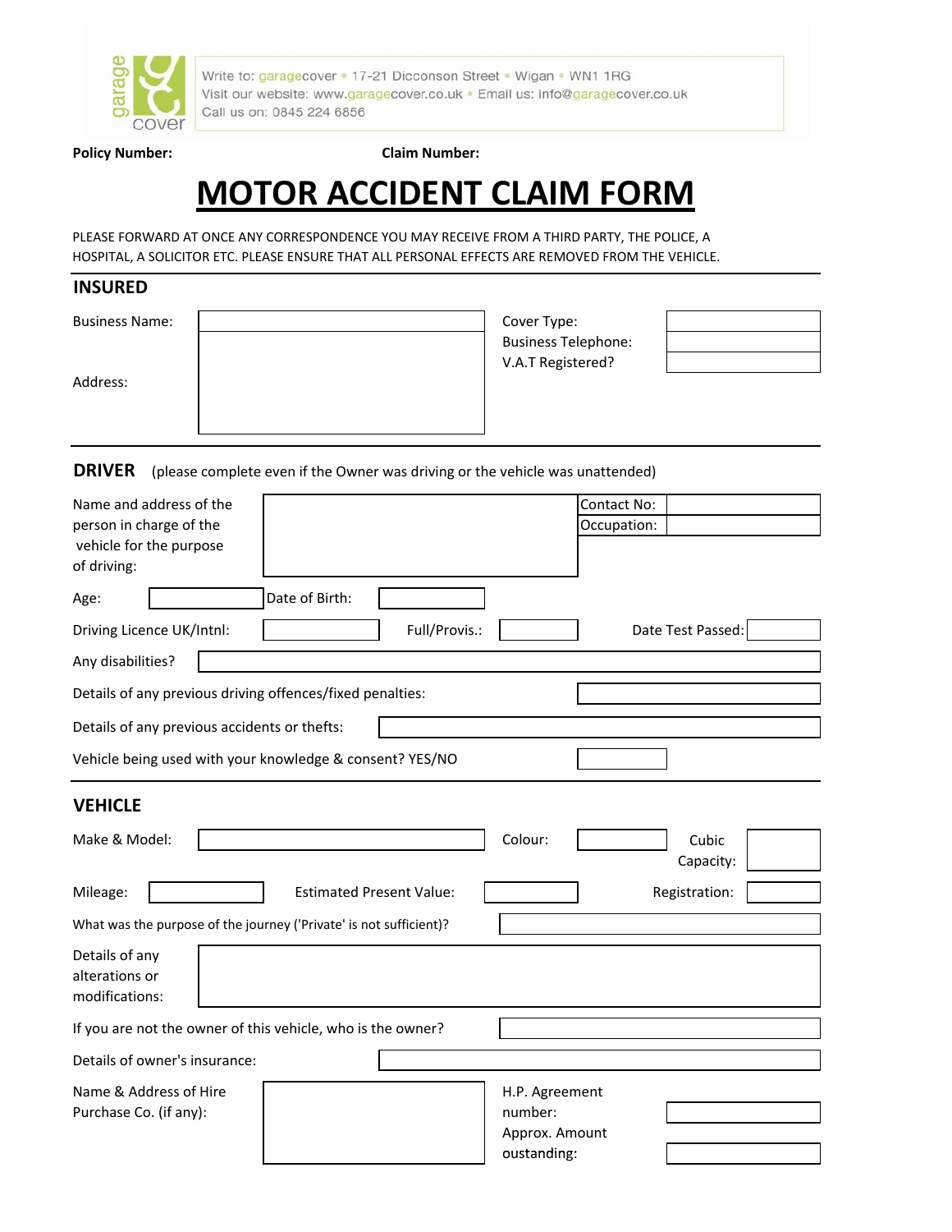Write to: garagecover • 17-21 Dicconson Street • Wigan • WN1 1RG
Visit our website: www.garagecover.co.uk • Email us: info@garagecover.co.uk
Call us on: 0845 224 6856

**Policy Number:** **Claim Number:**

# MOTOR ACCIDENT CLAIM FORM

PLEASE FORWARD AT ONCE ANY CORRESPONDENCE YOU MAY RECEIVE FROM A THIRD PARTY, THE POLICE, A HOSPITAL, A SOLICITOR ETC. PLEASE ENSURE THAT ALL PERSONAL EFFECTS ARE REMOVED FROM THE VEHICLE.

## INSURED

| | | | |
|---|---|---|---|
| Business Name: | | Cover Type: | |
| Address: | | Business Telephone: | |
| | | V.A.T Registered? | |

## DRIVER (please complete even if the Owner was driving or the vehicle was unattended)

| | | | |
|---|---|---|---|
| Name and address of the person in charge of the vehicle for the purpose of driving: | | Contact No: | |
| | | Occupation: | |

| | | | | | |
|---|---|---|---|---|---|
| Age: | | Date of Birth: | | | |
| Driving Licence UK/Intnl: | | Full/Provis.: | | Date Test Passed: | |

Any disabilities?

Details of any previous driving offences/fixed penalties:

Details of any previous accidents or thefts:

Vehicle being used with your knowledge & consent? YES/NO

## VEHICLE

| | | | | | |
|---|---|---|---|---|---|
| Make & Model: | | Colour: | | Cubic Capacity: | |
| Mileage: | | Estimated Present Value: | | Registration: | |

What was the purpose of the journey ('Private' is not sufficient)?

Details of any alterations or modifications:

If you are not the owner of this vehicle, who is the owner?

Details of owner's insurance:

| | | | |
|---|---|---|---|
| Name & Address of Hire Purchase Co. (if any): | | H.P. Agreement number: | |
| | | Approx. Amount oustanding: | |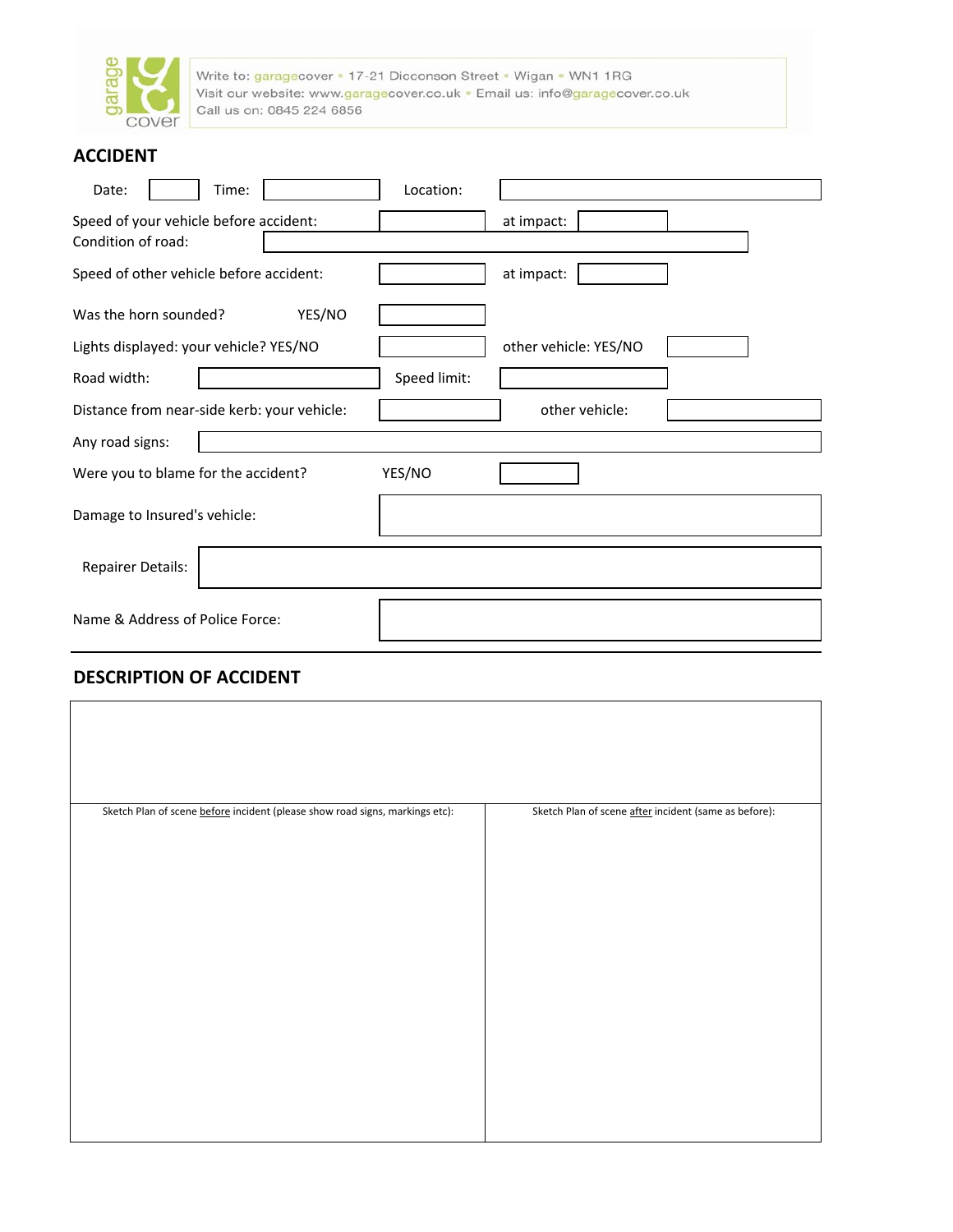garage cover

Write to: garagecover • 17-21 Dicconson Street • Wigan • WN1 1RG
Visit our website: www.garagecover.co.uk • Email us: info@garagecover.co.uk
Call us on: 0845 224 6856

## ACCIDENT

| | | | |
|---|---|---|---|
| Date: | | Time: | |
| Location: | | | |
| Speed of your vehicle before accident: | | at impact: | |
| Condition of road: | | | |
| Speed of other vehicle before accident: | | at impact: | |
| Was the horn sounded? YES/NO | | | |
| Lights displayed: your vehicle? YES/NO | | other vehicle: YES/NO | |
| Road width: | | Speed limit: | |
| Distance from near-side kerb: your vehicle: | | other vehicle: | |
| Any road signs: | | | |
| Were you to blame for the accident? YES/NO | | | |
| Damage to Insured's vehicle: | | | |
| Repairer Details: | | | |
| Name & Address of Police Force: | | | |

## DESCRIPTION OF ACCIDENT

| Sketch Plan of scene before incident (please show road signs, markings etc): | Sketch Plan of scene after incident (same as before): |
|---|---|
| | |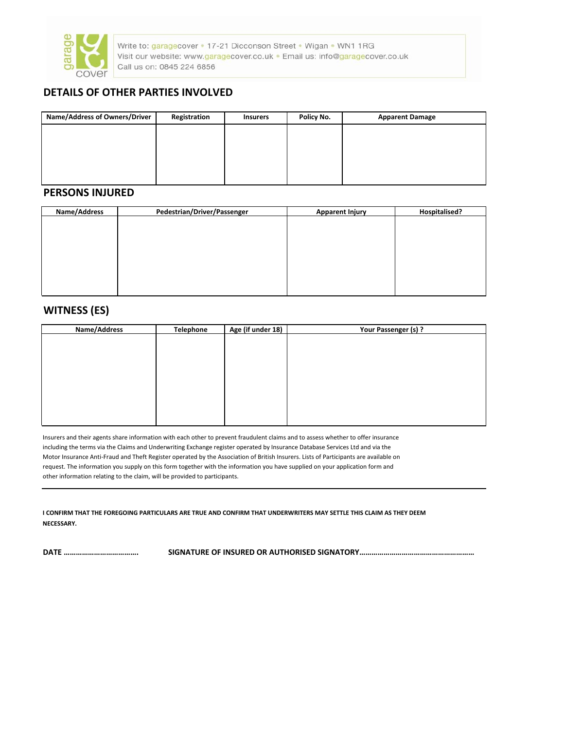Write to: garagecover • 17-21 Dicconson Street • Wigan • WN1 1RG
Visit our website: www.garagecover.co.uk • Email us: info@garagecover.co.uk
Call us on: 0845 224 6856

## DETAILS OF OTHER PARTIES INVOLVED

| Name/Address of Owners/Driver | Registration | Insurers | Policy No. | Apparent Damage |
|---|---|---|---|---|
| | | | | |

## PERSONS INJURED

| Name/Address | Pedestrian/Driver/Passenger | Apparent Injury | Hospitalised? |
|---|---|---|---|
| | | | |

## WITNESS (ES)

| Name/Address | Telephone | Age (if under 18) | Your Passenger (s) ? |
|---|---|---|---|
| | | | |

Insurers and their agents share information with each other to prevent fraudulent claims and to assess whether to offer insurance including the terms via the Claims and Underwriting Exchange register operated by Insurance Database Services Ltd and via the Motor Insurance Anti-Fraud and Theft Register operated by the Association of British Insurers. Lists of Participants are available on request. The information you supply on this form together with the information you have supplied on your application form and other information relating to the claim, will be provided to participants.

**I CONFIRM THAT THE FOREGOING PARTICULARS ARE TRUE AND CONFIRM THAT UNDERWRITERS MAY SETTLE THIS CLAIM AS THEY DEEM NECESSARY.**

**DATE ……………………………….** **SIGNATURE OF INSURED OR AUTHORISED SIGNATORY…………………………………………………**